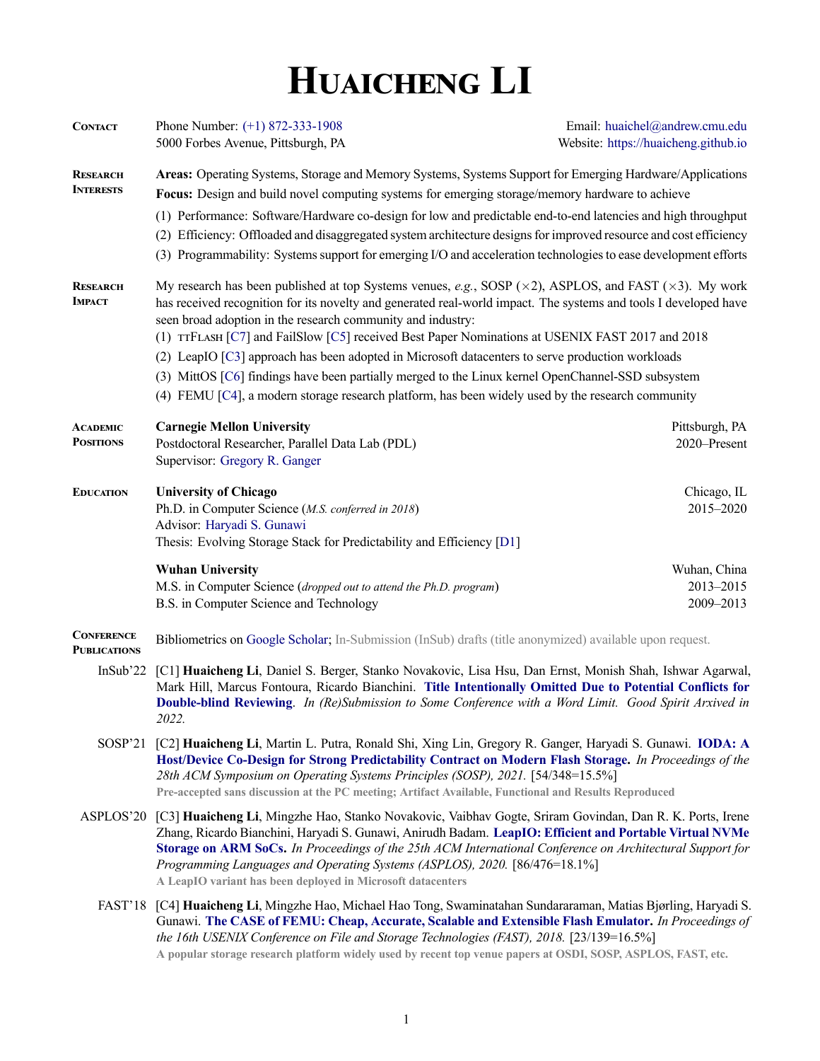# Huaicheng Li

## Contact

Phone Number: (+1) 872-333-1908
5000 Forbes Avenue, Pittsburgh, PA

Email: huaichel@andrew.cmu.edu
Website: https://huaicheng.github.io

## Research Interests

**Areas:** Operating Systems, Storage and Memory Systems, Systems Support for Emerging Hardware/Applications

**Focus:** Design and build novel computing systems for emerging storage/memory hardware to achieve

(1) Performance: Software/Hardware co-design for low and predictable end-to-end latencies and high throughput
(2) Efficiency: Offloaded and disaggregated system architecture designs for improved resource and cost efficiency
(3) Programmability: Systems support for emerging I/O and acceleration technologies to ease development efforts

## Research Impact

My research has been published at top Systems venues, *e.g.*, SOSP (×2), ASPLOS, and FAST (×3). My work has received recognition for its novelty and generated real-world impact. The systems and tools I developed have seen broad adoption in the research community and industry:

(1) ttFlash [C7] and FailSlow [C5] received Best Paper Nominations at USENIX FAST 2017 and 2018
(2) LeapIO [C3] approach has been adopted in Microsoft datacenters to serve production workloads
(3) MittOS [C6] findings have been partially merged to the Linux kernel OpenChannel-SSD subsystem
(4) FEMU [C4], a modern storage research platform, has been widely used by the research community

## Academic Positions

**Carnegie Mellon University** — Pittsburgh, PA
Postdoctoral Researcher, Parallel Data Lab (PDL) — 2020–Present
Supervisor: Gregory R. Ganger

## Education

**University of Chicago** — Chicago, IL
Ph.D. in Computer Science (*M.S. conferred in 2018*) — 2015–2020
Advisor: Haryadi S. Gunawi
Thesis: Evolving Storage Stack for Predictability and Efficiency [D1]

**Wuhan University** — Wuhan, China
M.S. in Computer Science (*dropped out to attend the Ph.D. program*) — 2013–2015
B.S. in Computer Science and Technology — 2009–2013

## Conference Publications

Bibliometrics on Google Scholar; In-Submission (InSub) drafts (title anonymized) available upon request.

InSub'22 [C1] **Huaicheng Li**, Daniel S. Berger, Stanko Novakovic, Lisa Hsu, Dan Ernst, Monish Shah, Ishwar Agarwal, Mark Hill, Marcus Fontoura, Ricardo Bianchini. **Title Intentionally Omitted Due to Potential Conflicts for Double-blind Reviewing**. *In (Re)Submission to Some Conference with a Word Limit. Good Spirit Arxived in 2022.*

SOSP'21 [C2] **Huaicheng Li**, Martin L. Putra, Ronald Shi, Xing Lin, Gregory R. Ganger, Haryadi S. Gunawi. **IODA: A Host/Device Co-Design for Strong Predictability Contract on Modern Flash Storage.** *In Proceedings of the 28th ACM Symposium on Operating Systems Principles (SOSP), 2021.* [54/348=15.5%]
**Pre-accepted sans discussion at the PC meeting; Artifact Available, Functional and Results Reproduced**

ASPLOS'20 [C3] **Huaicheng Li**, Mingzhe Hao, Stanko Novakovic, Vaibhav Gogte, Sriram Govindan, Dan R. K. Ports, Irene Zhang, Ricardo Bianchini, Haryadi S. Gunawi, Anirudh Badam. **LeapIO: Efficient and Portable Virtual NVMe Storage on ARM SoCs.** *In Proceedings of the 25th ACM International Conference on Architectural Support for Programming Languages and Operating Systems (ASPLOS), 2020.* [86/476=18.1%]
**A LeapIO variant has been deployed in Microsoft datacenters**

FAST'18 [C4] **Huaicheng Li**, Mingzhe Hao, Michael Hao Tong, Swaminatahan Sundararaman, Matias Bjørling, Haryadi S. Gunawi. **The CASE of FEMU: Cheap, Accurate, Scalable and Extensible Flash Emulator.** *In Proceedings of the 16th USENIX Conference on File and Storage Technologies (FAST), 2018.* [23/139=16.5%]
**A popular storage research platform widely used by recent top venue papers at OSDI, SOSP, ASPLOS, FAST, etc.**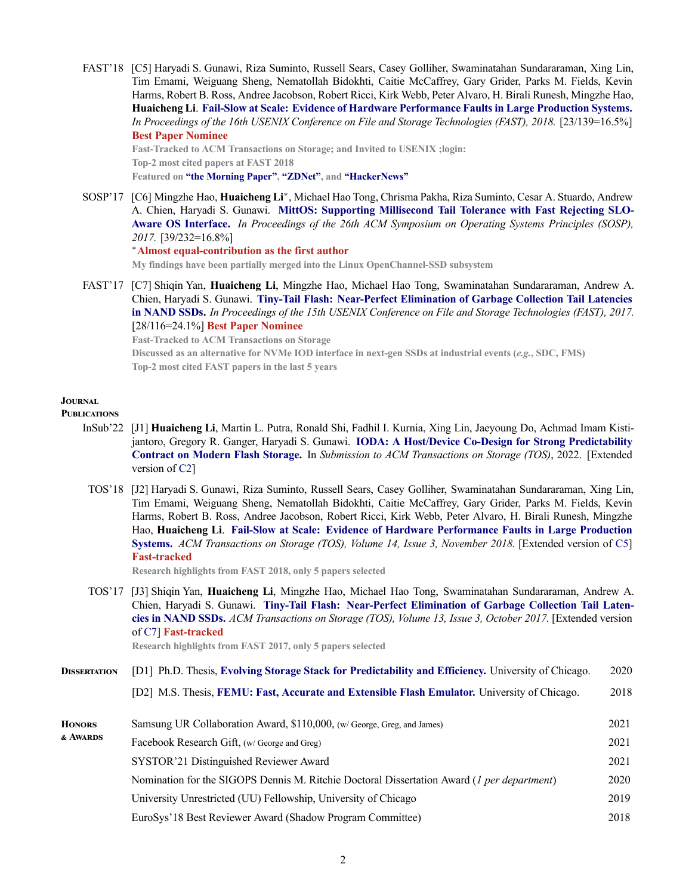FAST'18 [C5] Haryadi S. Gunawi, Riza Suminto, Russell Sears, Casey Golliher, Swaminathan Sundararaman, Xing Lin, Tim Emami, Weiguang Sheng, Nematollah Bidokhti, Caitie McCaffrey, Gary Grider, Parks M. Fields, Kevin Harms, Robert B. Ross, Andree Jacobson, Robert Ricci, Kirk Webb, Peter Alvaro, H. Birali Runesh, Mingzhe Hao, **Huaicheng Li**. **Fail-Slow at Scale: Evidence of Hardware Performance Faults in Large Production Systems.** *In Proceedings of the 16th USENIX Conference on File and Storage Technologies (FAST), 2018.* [23/139=16.5%]
**Best Paper Nominee**
**Fast-Tracked to ACM Transactions on Storage; and Invited to USENIX ;login:**
**Top-2 most cited papers at FAST 2018**
**Featured on "the Morning Paper", "ZDNet", and "HackerNews"**

SOSP'17 [C6] Mingzhe Hao, **Huaicheng Li***, Michael Hao Tong, Chrisma Pakha, Riza Suminto, Cesar A. Stuardo, Andrew A. Chien, Haryadi S. Gunawi. **MittOS: Supporting Millisecond Tail Tolerance with Fast Rejecting SLO-Aware OS Interface.** *In Proceedings of the 26th ACM Symposium on Operating Systems Principles (SOSP), 2017.* [39/232=16.8%]
***Almost equal-contribution as the first author**
**My findings have been partially merged into the Linux OpenChannel-SSD subsystem**

FAST'17 [C7] Shiqin Yan, **Huaicheng Li**, Mingzhe Hao, Michael Hao Tong, Swaminathan Sundararaman, Andrew A. Chien, Haryadi S. Gunawi. **Tiny-Tail Flash: Near-Perfect Elimination of Garbage Collection Tail Latencies in NAND SSDs.** *In Proceedings of the 15th USENIX Conference on File and Storage Technologies (FAST), 2017.* [28/116=24.1%] **Best Paper Nominee**
**Fast-Tracked to ACM Transactions on Storage**
**Discussed as an alternative for NVMe IOD interface in next-gen SSDs at industrial events (*e.g.*, SDC, FMS)**
**Top-2 most cited FAST papers in the last 5 years**

## Journal Publications

InSub'22 [J1] **Huaicheng Li**, Martin L. Putra, Ronald Shi, Fadhil I. Kurnia, Xing Lin, Jaeyoung Do, Achmad Imam Kistijantoro, Gregory R. Ganger, Haryadi S. Gunawi. **IODA: A Host/Device Co-Design for Strong Predictability Contract on Modern Flash Storage.** In *Submission to ACM Transactions on Storage (TOS)*, 2022. [Extended version of C2]

TOS'18 [J2] Haryadi S. Gunawi, Riza Suminto, Russell Sears, Casey Golliher, Swaminathan Sundararaman, Xing Lin, Tim Emami, Weiguang Sheng, Nematollah Bidokhti, Caitie McCaffrey, Gary Grider, Parks M. Fields, Kevin Harms, Robert B. Ross, Andree Jacobson, Robert Ricci, Kirk Webb, Peter Alvaro, H. Birali Runesh, Mingzhe Hao, **Huaicheng Li**. **Fail-Slow at Scale: Evidence of Hardware Performance Faults in Large Production Systems.** *ACM Transactions on Storage (TOS), Volume 14, Issue 3, November 2018.* [Extended version of C5] **Fast-tracked**
**Research highlights from FAST 2018, only 5 papers selected**

TOS'17 [J3] Shiqin Yan, **Huaicheng Li**, Mingzhe Hao, Michael Hao Tong, Swaminathan Sundararaman, Andrew A. Chien, Haryadi S. Gunawi. **Tiny-Tail Flash: Near-Perfect Elimination of Garbage Collection Tail Latencies in NAND SSDs.** *ACM Transactions on Storage (TOS), Volume 13, Issue 3, October 2017.* [Extended version of C7] **Fast-tracked**
**Research highlights from FAST 2017, only 5 papers selected**

## Dissertation

[D1] Ph.D. Thesis, **Evolving Storage Stack for Predictability and Efficiency.** University of Chicago. 2020

[D2] M.S. Thesis, **FEMU: Fast, Accurate and Extensible Flash Emulator.** University of Chicago. 2018

## Honors & Awards

| | |
|---|---|
| Samsung UR Collaboration Award, $110,000, (w/ George, Greg, and James) | 2021 |
| Facebook Research Gift, (w/ George and Greg) | 2021 |
| SYSTOR'21 Distinguished Reviewer Award | 2021 |
| Nomination for the SIGOPS Dennis M. Ritchie Doctoral Dissertation Award (*1 per department*) | 2020 |
| University Unrestricted (UU) Fellowship, University of Chicago | 2019 |
| EuroSys'18 Best Reviewer Award (Shadow Program Committee) | 2018 |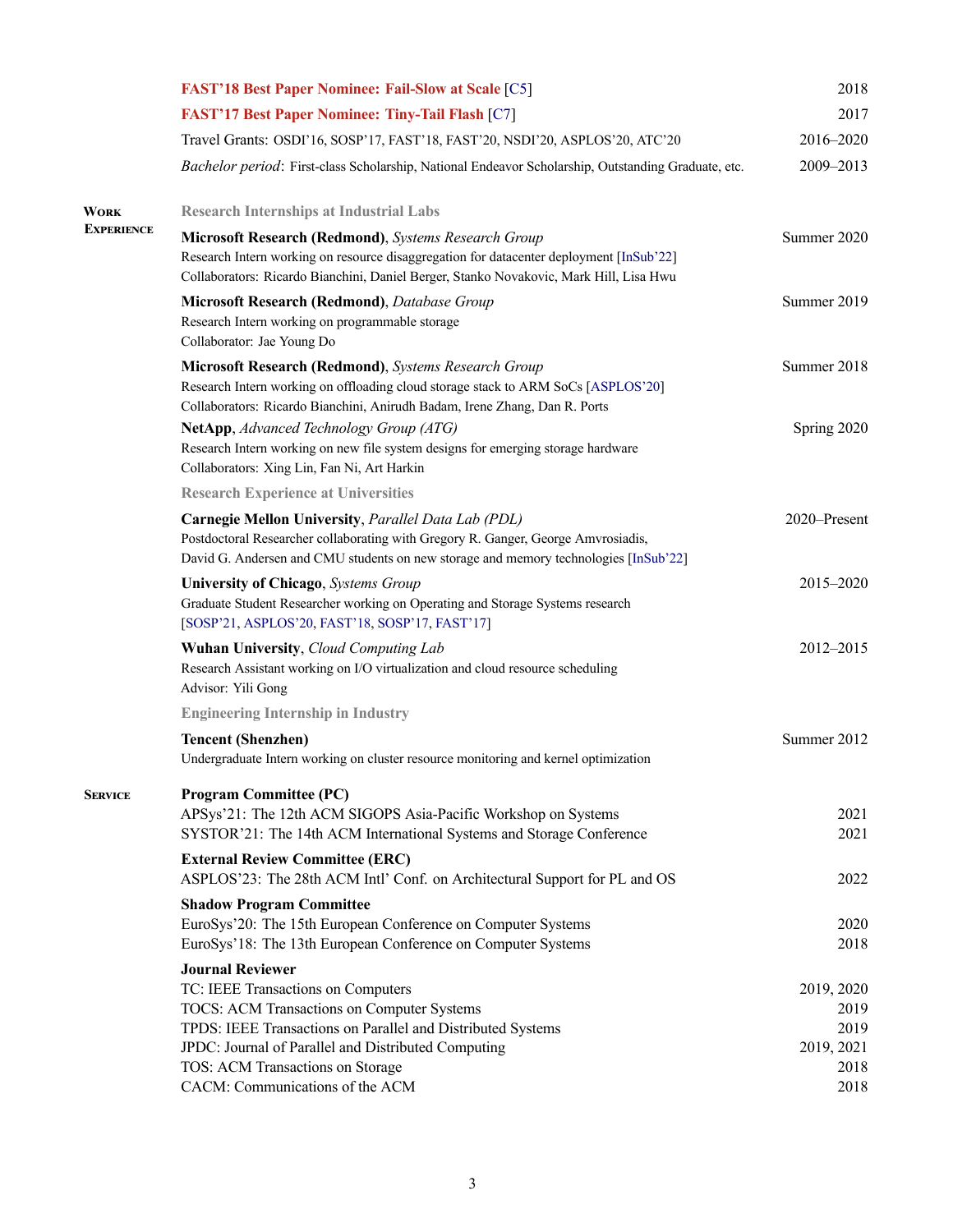**FAST'18 Best Paper Nominee: Fail-Slow at Scale** [C5] — 2018

**FAST'17 Best Paper Nominee: Tiny-Tail Flash** [C7] — 2017

Travel Grants: OSDI'16, SOSP'17, FAST'18, FAST'20, NSDI'20, ASPLOS'20, ATC'20 — 2016–2020

*Bachelor period*: First-class Scholarship, National Endeavor Scholarship, Outstanding Graduate, etc. — 2009–2013

## Work Experience

### Research Internships at Industrial Labs

**Microsoft Research (Redmond)**, *Systems Research Group* — Summer 2020
Research Intern working on resource disaggregation for datacenter deployment [InSub'22]
Collaborators: Ricardo Bianchini, Daniel Berger, Stanko Novakovic, Mark Hill, Lisa Hwu

**Microsoft Research (Redmond)**, *Database Group* — Summer 2019
Research Intern working on programmable storage
Collaborator: Jae Young Do

**Microsoft Research (Redmond)**, *Systems Research Group* — Summer 2018
Research Intern working on offloading cloud storage stack to ARM SoCs [ASPLOS'20]
Collaborators: Ricardo Bianchini, Anirudh Badam, Irene Zhang, Dan R. Ports

**NetApp**, *Advanced Technology Group (ATG)* — Spring 2020
Research Intern working on new file system designs for emerging storage hardware
Collaborators: Xing Lin, Fan Ni, Art Harkin

### Research Experience at Universities

**Carnegie Mellon University**, *Parallel Data Lab (PDL)* — 2020–Present
Postdoctoral Researcher collaborating with Gregory R. Ganger, George Amvrosiadis, David G. Andersen and CMU students on new storage and memory technologies [InSub'22]

**University of Chicago**, *Systems Group* — 2015–2020
Graduate Student Researcher working on Operating and Storage Systems research
[SOSP'21, ASPLOS'20, FAST'18, SOSP'17, FAST'17]

**Wuhan University**, *Cloud Computing Lab* — 2012–2015
Research Assistant working on I/O virtualization and cloud resource scheduling
Advisor: Yili Gong

### Engineering Internship in Industry

**Tencent (Shenzhen)** — Summer 2012
Undergraduate Intern working on cluster resource monitoring and kernel optimization

## Service

**Program Committee (PC)**
- APSys'21: The 12th ACM SIGOPS Asia-Pacific Workshop on Systems — 2021
- SYSTOR'21: The 14th ACM International Systems and Storage Conference — 2021

**External Review Committee (ERC)**
- ASPLOS'23: The 28th ACM Intl' Conf. on Architectural Support for PL and OS — 2022

**Shadow Program Committee**
- EuroSys'20: The 15th European Conference on Computer Systems — 2020
- EuroSys'18: The 13th European Conference on Computer Systems — 2018

**Journal Reviewer**
- TC: IEEE Transactions on Computers — 2019, 2020
- TOCS: ACM Transactions on Computer Systems — 2019
- TPDS: IEEE Transactions on Parallel and Distributed Systems — 2019
- JPDC: Journal of Parallel and Distributed Computing — 2019, 2021
- TOS: ACM Transactions on Storage — 2018
- CACM: Communications of the ACM — 2018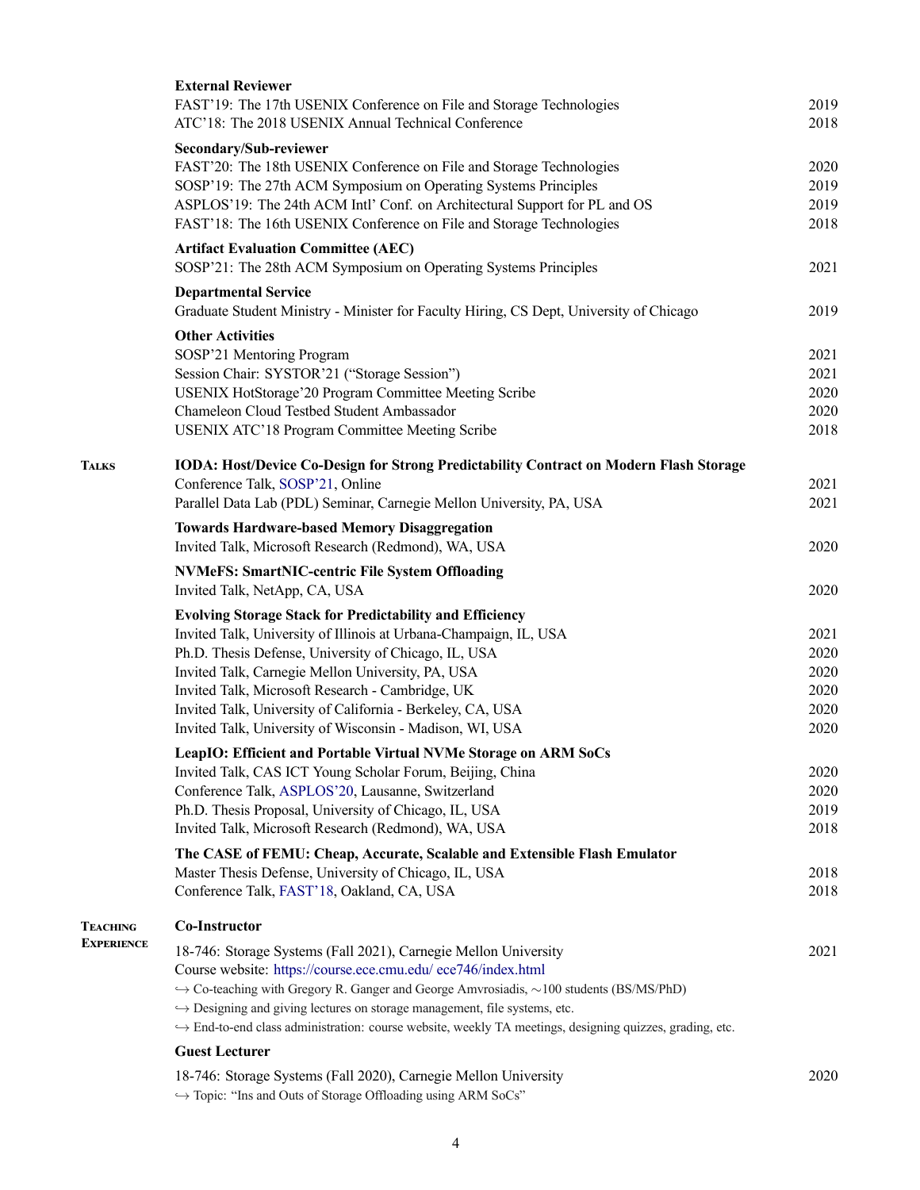**External Reviewer**

FAST'19: The 17th USENIX Conference on File and Storage Technologies — 2019

ATC'18: The 2018 USENIX Annual Technical Conference — 2018

**Secondary/Sub-reviewer**

FAST'20: The 18th USENIX Conference on File and Storage Technologies — 2020

SOSP'19: The 27th ACM Symposium on Operating Systems Principles — 2019

ASPLOS'19: The 24th ACM Intl' Conf. on Architectural Support for PL and OS — 2019

FAST'18: The 16th USENIX Conference on File and Storage Technologies — 2018

**Artifact Evaluation Committee (AEC)**

SOSP'21: The 28th ACM Symposium on Operating Systems Principles — 2021

**Departmental Service**

Graduate Student Ministry - Minister for Faculty Hiring, CS Dept, University of Chicago — 2019

**Other Activities**

SOSP'21 Mentoring Program — 2021

Session Chair: SYSTOR'21 ("Storage Session") — 2021

USENIX HotStorage'20 Program Committee Meeting Scribe — 2020

Chameleon Cloud Testbed Student Ambassador — 2020

USENIX ATC'18 Program Committee Meeting Scribe — 2018

## Talks

**IODA: Host/Device Co-Design for Strong Predictability Contract on Modern Flash Storage**

Conference Talk, SOSP'21, Online — 2021

Parallel Data Lab (PDL) Seminar, Carnegie Mellon University, PA, USA — 2021

**Towards Hardware-based Memory Disaggregation**

Invited Talk, Microsoft Research (Redmond), WA, USA — 2020

**NVMeFS: SmartNIC-centric File System Offloading**

Invited Talk, NetApp, CA, USA — 2020

**Evolving Storage Stack for Predictability and Efficiency**

Invited Talk, University of Illinois at Urbana-Champaign, IL, USA — 2021

Ph.D. Thesis Defense, University of Chicago, IL, USA — 2020

Invited Talk, Carnegie Mellon University, PA, USA — 2020

Invited Talk, Microsoft Research - Cambridge, UK — 2020

Invited Talk, University of California - Berkeley, CA, USA — 2020

Invited Talk, University of Wisconsin - Madison, WI, USA — 2020

**LeapIO: Efficient and Portable Virtual NVMe Storage on ARM SoCs**

Invited Talk, CAS ICT Young Scholar Forum, Beijing, China — 2020

Conference Talk, ASPLOS'20, Lausanne, Switzerland — 2020

Ph.D. Thesis Proposal, University of Chicago, IL, USA — 2019

Invited Talk, Microsoft Research (Redmond), WA, USA — 2018

**The CASE of FEMU: Cheap, Accurate, Scalable and Extensible Flash Emulator**

Master Thesis Defense, University of Chicago, IL, USA — 2018

Conference Talk, FAST'18, Oakland, CA, USA — 2018

## Teaching Experience

**Co-Instructor**

18-746: Storage Systems (Fall 2021), Carnegie Mellon University — 2021

Course website: https://course.ece.cmu.edu/ ece746/index.html

↪ Co-teaching with Gregory R. Ganger and George Amvrosiadis, ∼100 students (BS/MS/PhD)

↪ Designing and giving lectures on storage management, file systems, etc.

↪ End-to-end class administration: course website, weekly TA meetings, designing quizzes, grading, etc.

**Guest Lecturer**

18-746: Storage Systems (Fall 2020), Carnegie Mellon University — 2020

↪ Topic: "Ins and Outs of Storage Offloading using ARM SoCs"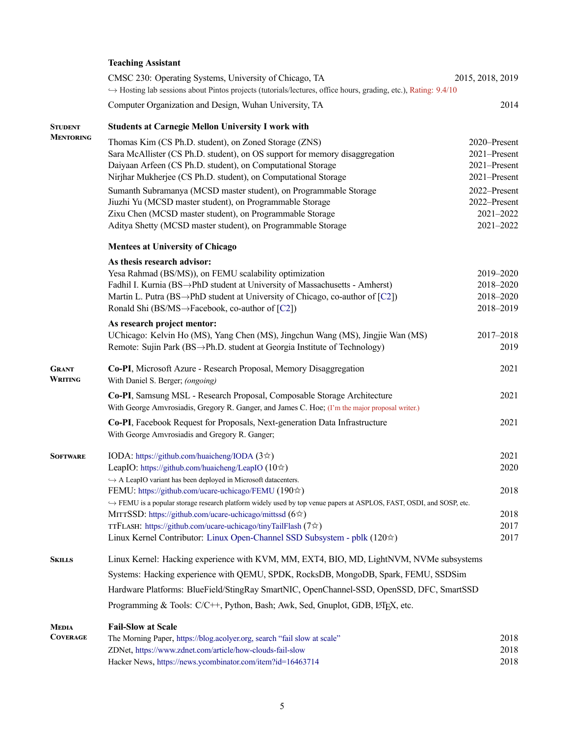### Teaching Assistant

CMSC 230: Operating Systems, University of Chicago, TA — 2015, 2018, 2019
↪ Hosting lab sessions about Pintos projects (tutorials/lectures, office hours, grading, etc.), Rating: 9.4/10

Computer Organization and Design, Wuhan University, TA — 2014

## Student Mentoring

### Students at Carnegie Mellon University I work with

- Thomas Kim (CS Ph.D. student), on Zoned Storage (ZNS) — 2020–Present
- Sara McAllister (CS Ph.D. student), on OS support for memory disaggregation — 2021–Present
- Daiyaan Arfeen (CS Ph.D. student), on Computational Storage — 2021–Present
- Nirjhar Mukherjee (CS Ph.D. student), on Computational Storage — 2021–Present
- Sumanth Subramanya (MCSD master student), on Programmable Storage — 2022–Present
- Jiuzhi Yu (MCSD master student), on Programmable Storage — 2022–Present
- Zixu Chen (MCSD master student), on Programmable Storage — 2021–2022
- Aditya Shetty (MCSD master student), on Programmable Storage — 2021–2022

### Mentees at University of Chicago

**As thesis research advisor:**

- Yesa Rahmad (BS/MS)), on FEMU scalability optimization — 2019–2020
- Fadhil I. Kurnia (BS→PhD student at University of Massachusetts - Amherst) — 2018–2020
- Martin L. Putra (BS→PhD student at University of Chicago, co-author of [C2]) — 2018–2020
- Ronald Shi (BS/MS→Facebook, co-author of [C2]) — 2018–2019

**As research project mentor:**

- UChicago: Kelvin Ho (MS), Yang Chen (MS), Jingchun Wang (MS), Jingjie Wan (MS) — 2017–2018
- Remote: Sujin Park (BS→Ph.D. student at Georgia Institute of Technology) — 2019

## Grant Writing

**Co-PI**, Microsoft Azure - Research Proposal, Memory Disaggregation — 2021
With Daniel S. Berger; *(ongoing)*

**Co-PI**, Samsung MSL - Research Proposal, Composable Storage Architecture — 2021
With George Amvrosiadis, Gregory R. Ganger, and James C. Hoe; (I'm the major proposal writer.)

**Co-PI**, Facebook Request for Proposals, Next-generation Data Infrastructure — 2021
With George Amvrosiadis and Gregory R. Ganger;

## Software

- IODA: https://github.com/huaicheng/IODA (3☆) — 2021
- LeapIO: https://github.com/huaicheng/LeapIO (10☆) — 2020
  ↪ A LeapIO variant has been deployed in Microsoft datacenters.
- FEMU: https://github.com/ucare-uchicago/FEMU (190☆) — 2018
  ↪ FEMU is a popular storage research platform widely used by top venue papers at ASPLOS, FAST, OSDI, and SOSP, etc.
- MittSSD: https://github.com/ucare-uchicago/mittssd (6☆) — 2018
- ttFlash: https://github.com/ucare-uchicago/tinyTailFlash (7☆) — 2017
- Linux Kernel Contributor: Linux Open-Channel SSD Subsystem - pblk (120☆) — 2017

## Skills

Linux Kernel: Hacking experience with KVM, MM, EXT4, BIO, MD, LightNVM, NVMe subsystems

Systems: Hacking experience with QEMU, SPDK, RocksDB, MongoDB, Spark, FEMU, SSDSim

Hardware Platforms: BlueField/StingRay SmartNIC, OpenChannel-SSD, OpenSSD, DFC, SmartSSD

Programming & Tools: C/C++, Python, Bash; Awk, Sed, Gnuplot, GDB, LaTeX, etc.

## Media Coverage

### Fail-Slow at Scale

- The Morning Paper, https://blog.acolyer.org, search "fail slow at scale" — 2018
- ZDNet, https://www.zdnet.com/article/how-clouds-fail-slow — 2018
- Hacker News, https://news.ycombinator.com/item?id=16463714 — 2018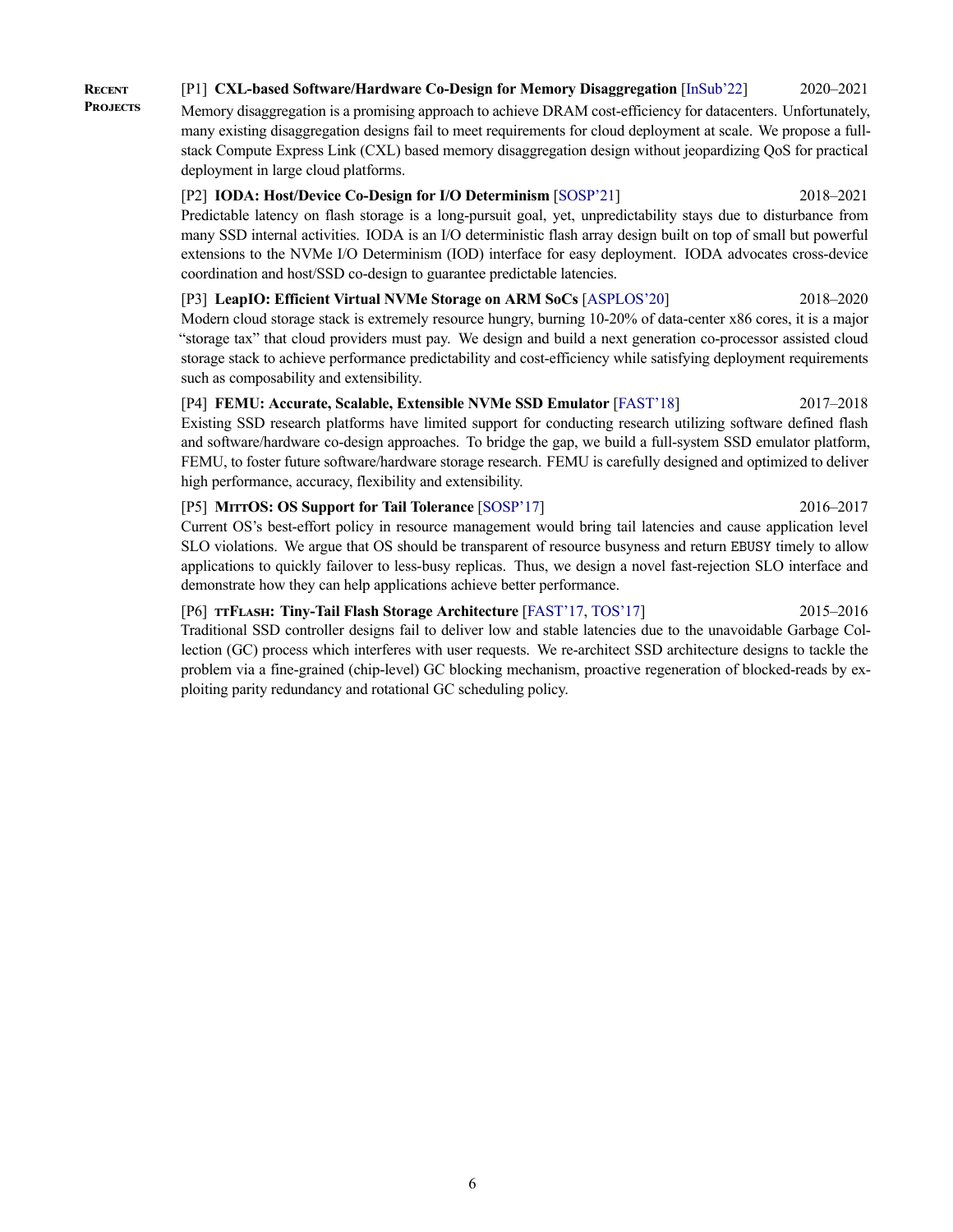## Recent Projects

**[P1] CXL-based Software/Hardware Co-Design for Memory Disaggregation** [InSub'22] 2020–2021

Memory disaggregation is a promising approach to achieve DRAM cost-efficiency for datacenters. Unfortunately, many existing disaggregation designs fail to meet requirements for cloud deployment at scale. We propose a full-stack Compute Express Link (CXL) based memory disaggregation design without jeopardizing QoS for practical deployment in large cloud platforms.

**[P2] IODA: Host/Device Co-Design for I/O Determinism** [SOSP'21] 2018–2021

Predictable latency on flash storage is a long-pursuit goal, yet, unpredictability stays due to disturbance from many SSD internal activities. IODA is an I/O deterministic flash array design built on top of small but powerful extensions to the NVMe I/O Determinism (IOD) interface for easy deployment. IODA advocates cross-device coordination and host/SSD co-design to guarantee predictable latencies.

**[P3] LeapIO: Efficient Virtual NVMe Storage on ARM SoCs** [ASPLOS'20] 2018–2020

Modern cloud storage stack is extremely resource hungry, burning 10-20% of data-center x86 cores, it is a major "storage tax" that cloud providers must pay. We design and build a next generation co-processor assisted cloud storage stack to achieve performance predictability and cost-efficiency while satisfying deployment requirements such as composability and extensibility.

**[P4] FEMU: Accurate, Scalable, Extensible NVMe SSD Emulator** [FAST'18] 2017–2018

Existing SSD research platforms have limited support for conducting research utilizing software defined flash and software/hardware co-design approaches. To bridge the gap, we build a full-system SSD emulator platform, FEMU, to foster future software/hardware storage research. FEMU is carefully designed and optimized to deliver high performance, accuracy, flexibility and extensibility.

**[P5] MittOS: OS Support for Tail Tolerance** [SOSP'17] 2016–2017

Current OS's best-effort policy in resource management would bring tail latencies and cause application level SLO violations. We argue that OS should be transparent of resource busyness and return `EBUSY` timely to allow applications to quickly failover to less-busy replicas. Thus, we design a novel fast-rejection SLO interface and demonstrate how they can help applications achieve better performance.

**[P6] ttFlash: Tiny-Tail Flash Storage Architecture** [FAST'17, TOS'17] 2015–2016

Traditional SSD controller designs fail to deliver low and stable latencies due to the unavoidable Garbage Collection (GC) process which interferes with user requests. We re-architect SSD architecture designs to tackle the problem via a fine-grained (chip-level) GC blocking mechanism, proactive regeneration of blocked-reads by exploiting parity redundancy and rotational GC scheduling policy.